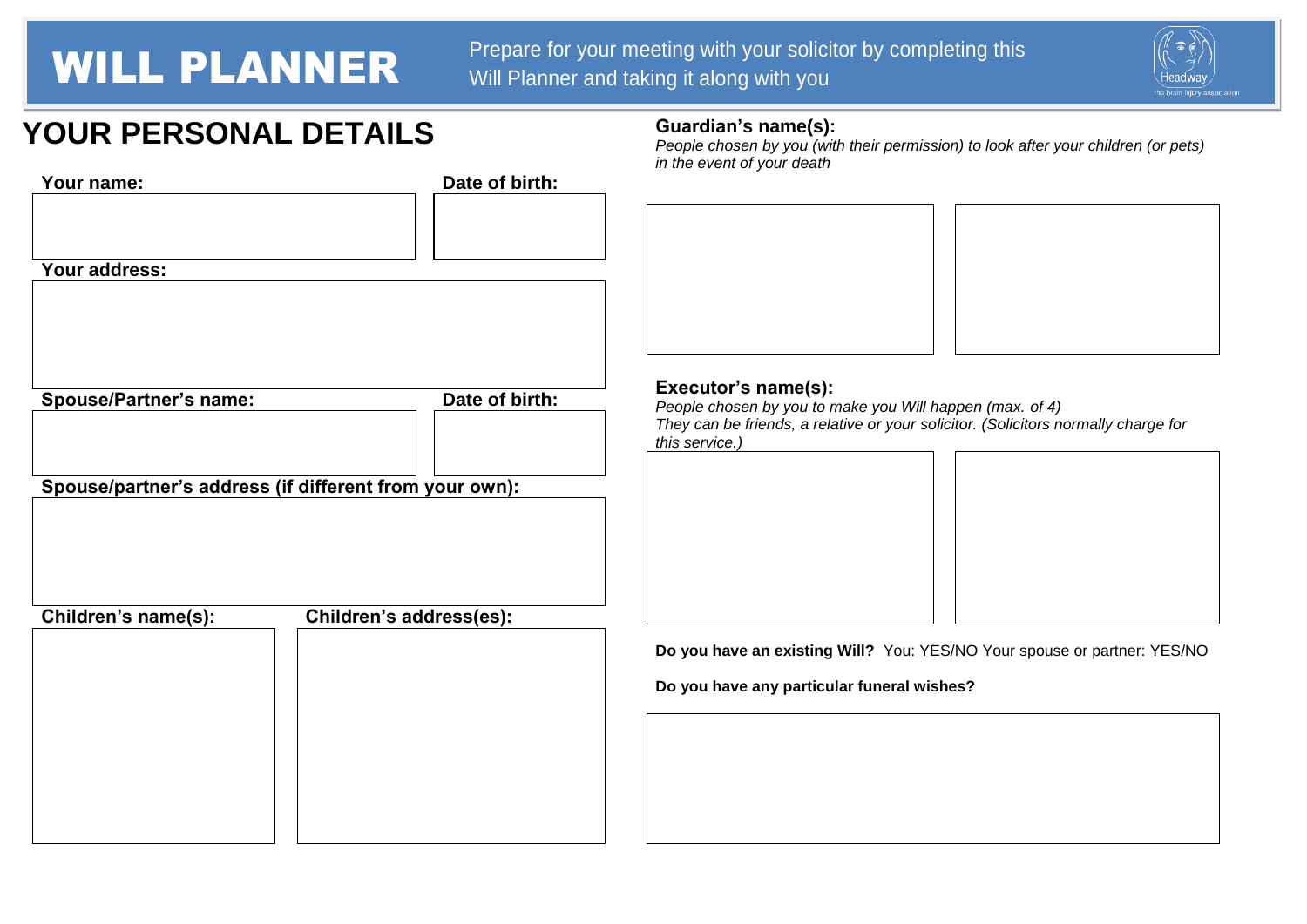# WILL PLANNER

Prepare for your meeting with your solicitor by completing this Will Planner and taking it along with you

Headway
the brain injury association

## YOUR PERSONAL DETAILS

**Your name:**

**Date of birth:**

**Your address:**

**Spouse/Partner's name:**

**Date of birth:**

**Spouse/partner's address (if different from your own):**

**Children's name(s):**

**Children's address(es):**

**Guardian's name(s):**

*People chosen by you (with their permission) to look after your children (or pets) in the event of your death*

**Executor's name(s):**

*People chosen by you to make you Will happen (max. of 4)*
*They can be friends, a relative or your solicitor. (Solicitors normally charge for this service.)*

**Do you have an existing Will?** You: YES/NO Your spouse or partner: YES/NO

**Do you have any particular funeral wishes?**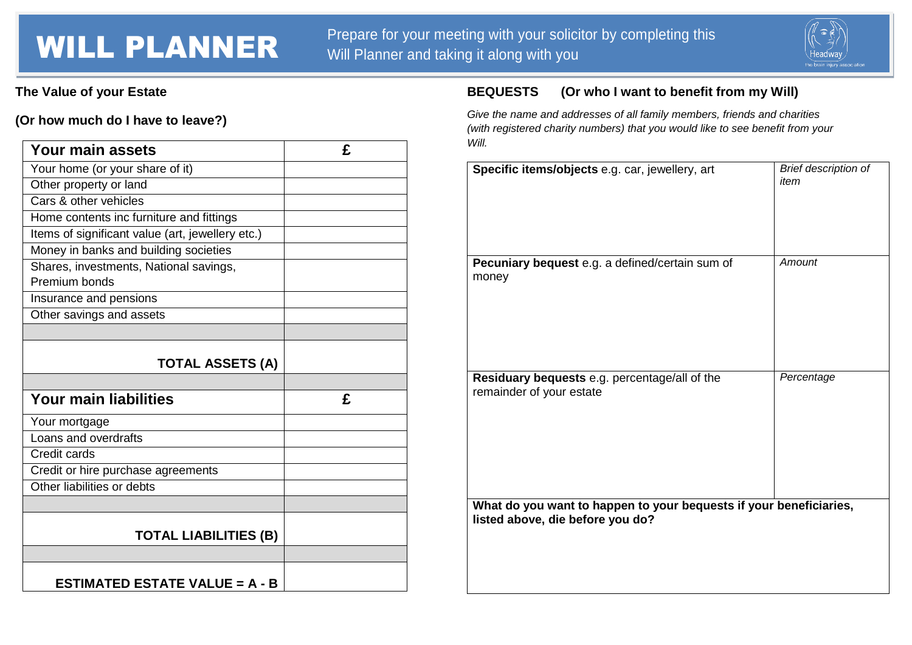# WILL PLANNER

Prepare for your meeting with your solicitor by completing this Will Planner and taking it along with you

## The Value of your Estate

**(Or how much do I have to leave?)**

| **Your main assets** | **£** |
|---|---|
| Your home (or your share of it) | |
| Other property or land | |
| Cars & other vehicles | |
| Home contents inc furniture and fittings | |
| Items of significant value (art, jewellery etc.) | |
| Money in banks and building societies | |
| Shares, investments, National savings, Premium bonds | |
| Insurance and pensions | |
| Other savings and assets | |
| | |
| **TOTAL ASSETS (A)** | |
| | |
| **Your main liabilities** | **£** |
| Your mortgage | |
| Loans and overdrafts | |
| Credit cards | |
| Credit or hire purchase agreements | |
| Other liabilities or debts | |
| | |
| **TOTAL LIABILITIES (B)** | |
| | |
| **ESTIMATED ESTATE VALUE = A - B** | |

## BEQUESTS (Or who I want to benefit from my Will)

*Give the name and addresses of all family members, friends and charities (with registered charity numbers) that you would like to see benefit from your Will.*

| | |
|---|---|
| **Specific items/objects** e.g. car, jewellery, art | *Brief description of item* |
| **Pecuniary bequest** e.g. a defined/certain sum of money | *Amount* |
| **Residuary bequests** e.g. percentage/all of the remainder of your estate | *Percentage* |

**What do you want to happen to your bequests if your beneficiaries, listed above, die before you do?**